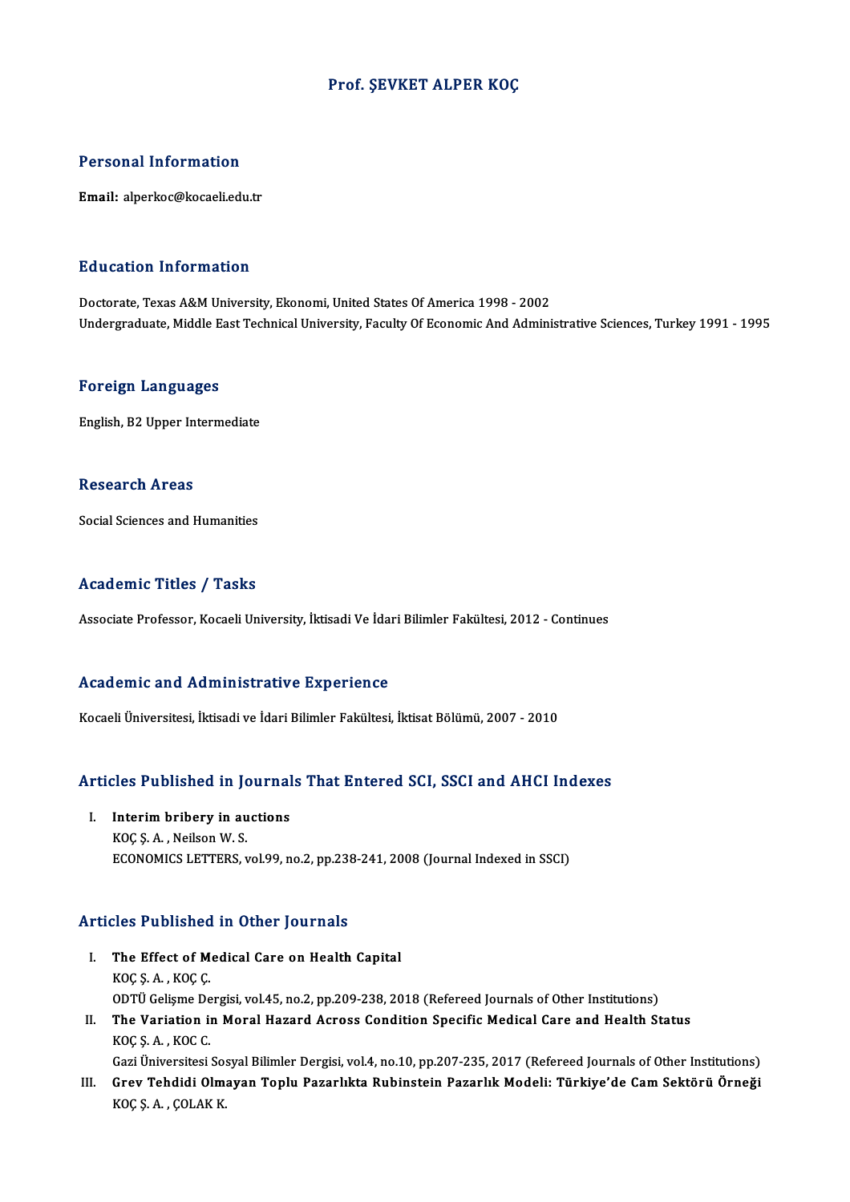# Prof. ŞEVKET ALPER KOÇ

## Personal Information

**Email:** alperkoc@kocaeli.edu.tr

## Education Information

Doctorate, Texas A&M University, Ekonomi, United States Of America 1998 - 2002
Undergraduate, Middle East Technical University, Faculty Of Economic And Administrative Sciences, Turkey 1991 - 1995

## Foreign Languages

English, B2 Upper Intermediate

## Research Areas

Social Sciences and Humanities

## Academic Titles / Tasks

Associate Professor, Kocaeli University, İktisadi Ve İdari Bilimler Fakültesi, 2012 - Continues

## Academic and Administrative Experience

Kocaeli Üniversitesi, İktisadi ve İdari Bilimler Fakültesi, İktisat Bölümü, 2007 - 2010

## Articles Published in Journals That Entered SCI, SSCI and AHCI Indexes

I. **Interim bribery in auctions**
   KOÇ Ş. A. , Neilson W. S.
   ECONOMICS LETTERS, vol.99, no.2, pp.238-241, 2008 (Journal Indexed in SSCI)

## Articles Published in Other Journals

I. **The Effect of Medical Care on Health Capital**
   KOÇ Ş. A. , KOÇ Ç.
   ODTÜ Gelişme Dergisi, vol.45, no.2, pp.209-238, 2018 (Refereed Journals of Other Institutions)

II. **The Variation in Moral Hazard Across Condition Specific Medical Care and Health Status**
   KOÇ Ş. A. , KOC C.
   Gazi Üniversitesi Sosyal Bilimler Dergisi, vol.4, no.10, pp.207-235, 2017 (Refereed Journals of Other Institutions)

III. **Grev Tehdidi Olmayan Toplu Pazarlıkta Rubinstein Pazarlık Modeli: Türkiye'de Cam Sektörü Örneği**
   KOÇ Ş. A. , ÇOLAK K.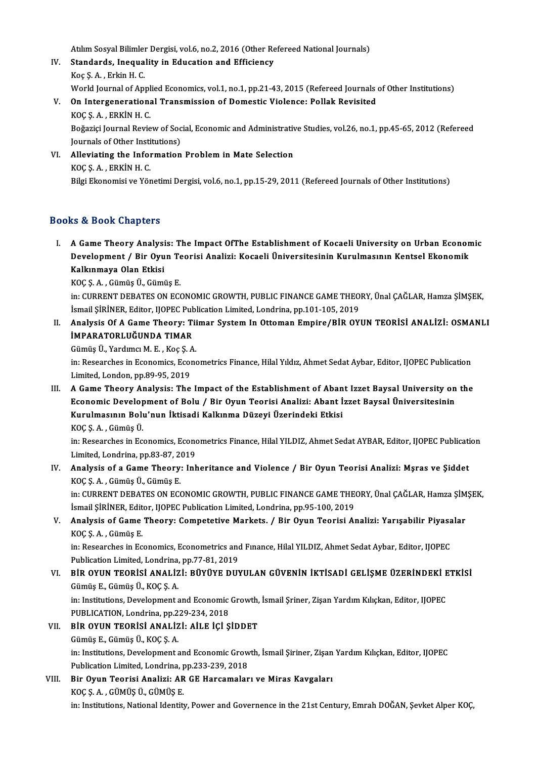Atılım Sosyal Bilimler Dergisi, vol.6, no.2, 2016 (Other Refereed National Journals)

IV. **Standards, Inequality in Education and Efficiency**
Koç Ş. A. , Erkin H. C.
World Journal of Applied Economics, vol.1, no.1, pp.21-43, 2015 (Refereed Journals of Other Institutions)

V. **On Intergenerational Transmission of Domestic Violence: Pollak Revisited**
KOÇ Ş. A. , ERKİN H. C.
Boğaziçi Journal Review of Social, Economic and Administrative Studies, vol.26, no.1, pp.45-65, 2012 (Refereed Journals of Other Institutions)

VI. **Alleviating the Information Problem in Mate Selection**
KOÇ Ş. A. , ERKİN H. C.
Bilgi Ekonomisi ve Yönetimi Dergisi, vol.6, no.1, pp.15-29, 2011 (Refereed Journals of Other Institutions)

## Books & Book Chapters

I. **A Game Theory Analysis: The Impact OfThe Establishment of Kocaeli University on Urban Economic Development / Bir Oyun Teorisi Analizi: Kocaeli Üniversitesinin Kurulmasının Kentsel Ekonomik Kalkınmaya Olan Etkisi**
KOÇ Ş. A. , Gümüş Ü., Gümüş E.
in: CURRENT DEBATES ON ECONOMIC GROWTH, PUBLIC FINANCE GAME THEORY, Ünal ÇAĞLAR, Hamza ŞİMŞEK, İsmail ŞİRİNER, Editor, IJOPEC Publication Limited, Londrina, pp.101-105, 2019

II. **Analysis Of A Game Theory: Tiimar System In Ottoman Empire/BİR OYUN TEORİSİ ANALİZİ: OSMANLI İMPARATORLUĞUNDA TIMAR**
Gümüş Ü., Yardımcı M. E. , Koç Ş. A.
in: Researches in Economics, Econometrics Finance, Hilal Yıldız, Ahmet Sedat Aybar, Editor, IJOPEC Publication Limited, London, pp.89-95, 2019

III. **A Game Theory Analysis: The Impact of the Establishment of Abant Izzet Baysal University on the Economic Development of Bolu / Bir Oyun Teorisi Analizi: Abant İzzet Baysal Üniversitesinin Kurulmasının Bolu'nun İktisadi Kalkınma Düzeyi Üzerindeki Etkisi**
KOÇ Ş. A. , Gümüş Ü.
in: Researches in Economics, Econometrics Finance, Hilal YILDIZ, Ahmet Sedat AYBAR, Editor, IJOPEC Publication Limited, Londrina, pp.83-87, 2019

IV. **Analysis of a Game Theory: Inheritance and Violence / Bir Oyun Teorisi Analizi: Mşras ve Şiddet**
KOÇ Ş. A. , Gümüş Ü., Gümüş E.
in: CURRENT DEBATES ON ECONOMIC GROWTH, PUBLIC FINANCE GAME THEORY, Ünal ÇAĞLAR, Hamza ŞİMŞEK, İsmail ŞİRİNER, Editor, IJOPEC Publication Limited, Londrina, pp.95-100, 2019

V. **Analysis of Game Theory: Competetive Markets. / Bir Oyun Teorisi Analizi: Yarışabilir Piyasalar**
KOÇ Ş. A. , Gümüş E.
in: Researches in Economics, Econometrics and Fınance, Hilal YILDIZ, Ahmet Sedat Aybar, Editor, IJOPEC Publication Limited, Londrina, pp.77-81, 2019

VI. **BİR OYUN TEORİSİ ANALİZİ: BÜYÜYE DUYULAN GÜVENİN İKTİSADİ GELİŞME ÜZERİNDEKİ ETKİSİ**
Gümüş E., Gümüş Ü., KOÇ Ş. A.
in: Institutions, Development and Economic Growth, İsmail Şriner, Zişan Yardım Kılıçkan, Editor, IJOPEC PUBLICATION, Londrina, pp.229-234, 2018

VII. **BİR OYUN TEORİSİ ANALİZİ: AİLE İÇİ ŞİDDET**
Gümüş E., Gümüş Ü., KOÇ Ş. A.
in: Institutions, Development and Economic Growth, İsmail Şiriner, Zişan Yardım Kılıçkan, Editor, IJOPEC Publication Limited, Londrina, pp.233-239, 2018

VIII. **Bir Oyun Teorisi Analizi: AR GE Harcamaları ve Miras Kavgaları**
KOÇ Ş. A. , GÜMÜŞ Ü., GÜMÜŞ E.
in: Institutions, National Identity, Power and Governence in the 21st Century, Emrah DOĞAN, Şevket Alper KOÇ,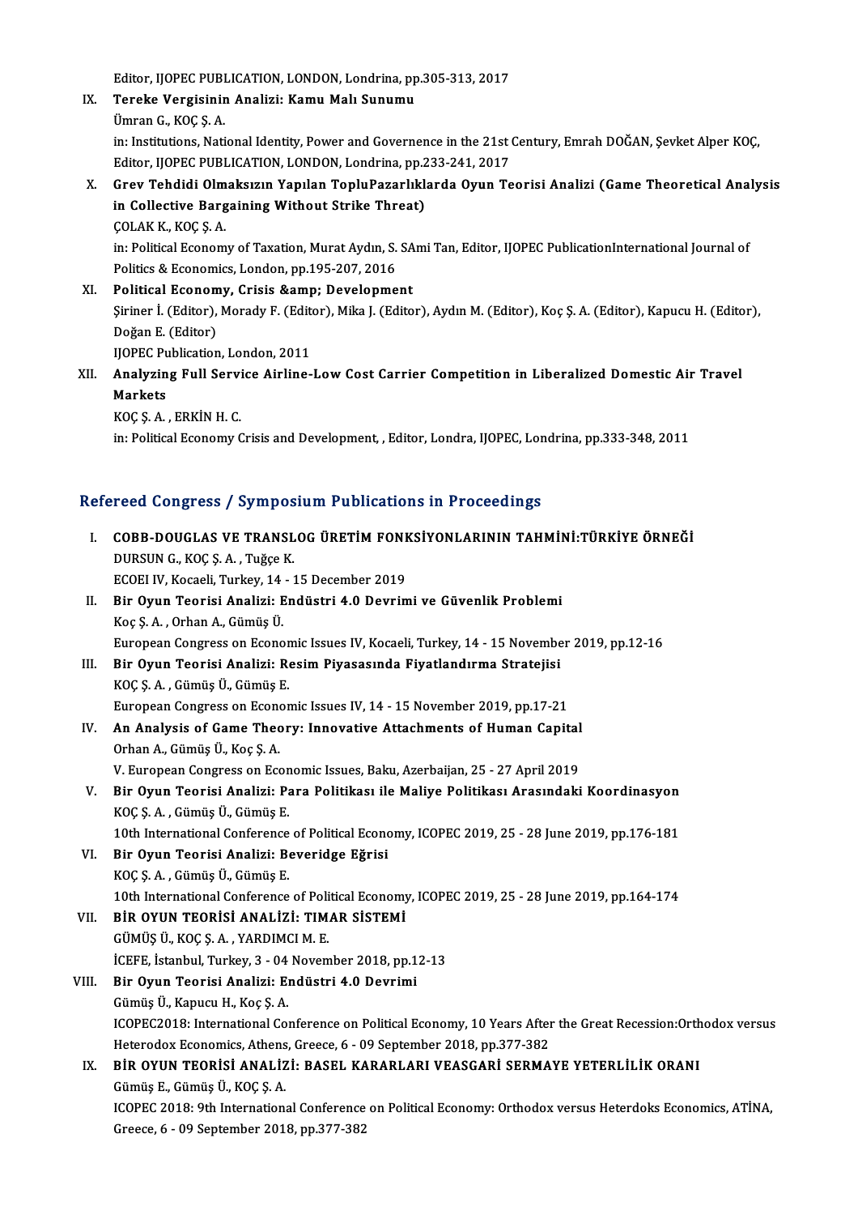Editor, IJOPEC PUBLICATION, LONDON, Londrina, pp.305-313, 2017

IX. **Tereke Vergisinin Analizi: Kamu Malı Sunumu**
Ümran G., KOÇ Ş. A.
in: Institutions, National Identity, Power and Governence in the 21st Century, Emrah DOĞAN, Şevket Alper KOÇ, Editor, IJOPEC PUBLICATION, LONDON, Londrina, pp.233-241, 2017

X. **Grev Tehdidi Olmaksızın Yapılan TopluPazarlıklarda Oyun Teorisi Analizi (Game Theoretical Analysis in Collective Bargaining Without Strike Threat)**
ÇOLAK K., KOÇ Ş. A.
in: Political Economy of Taxation, Murat Aydın, S. SAmi Tan, Editor, IJOPEC PublicationInternational Journal of Politics & Economics, London, pp.195-207, 2016

XI. **Political Economy, Crisis &amp; Development**
Şiriner İ. (Editor), Morady F. (Editor), Mika J. (Editor), Aydın M. (Editor), Koç Ş. A. (Editor), Kapucu H. (Editor), Doğan E. (Editor)
IJOPEC Publication, London, 2011

XII. **Analyzing Full Service Airline-Low Cost Carrier Competition in Liberalized Domestic Air Travel Markets**
KOÇ Ş. A. , ERKİN H. C.
in: Political Economy Crisis and Development, , Editor, Londra, IJOPEC, Londrina, pp.333-348, 2011

## Refereed Congress / Symposium Publications in Proceedings

I. **COBB-DOUGLAS VE TRANSLOG ÜRETİM FONKSİYONLARININ TAHMİNİ:TÜRKİYE ÖRNEĞİ**
DURSUN G., KOÇ Ş. A. , Tuğçe K.
ECOEI IV, Kocaeli, Turkey, 14 - 15 December 2019

II. **Bir Oyun Teorisi Analizi: Endüstri 4.0 Devrimi ve Güvenlik Problemi**
Koç Ş. A. , Orhan A., Gümüş Ü.
European Congress on Economic Issues IV, Kocaeli, Turkey, 14 - 15 November 2019, pp.12-16

III. **Bir Oyun Teorisi Analizi: Resim Piyasasında Fiyatlandırma Stratejisi**
KOÇ Ş. A. , Gümüş Ü., Gümüş E.
European Congress on Economic Issues IV, 14 - 15 November 2019, pp.17-21

IV. **An Analysis of Game Theory: Innovative Attachments of Human Capital**
Orhan A., Gümüş Ü., Koç Ş. A.
V. European Congress on Economic Issues, Baku, Azerbaijan, 25 - 27 April 2019

V. **Bir Oyun Teorisi Analizi: Para Politikası ile Maliye Politikası Arasındaki Koordinasyon**
KOÇ Ş. A. , Gümüş Ü., Gümüş E.
10th International Conference of Political Economy, ICOPEC 2019, 25 - 28 June 2019, pp.176-181

VI. **Bir Oyun Teorisi Analizi: Beveridge Eğrisi**
KOÇ Ş. A. , Gümüş Ü., Gümüş E.
10th International Conference of Political Economy, ICOPEC 2019, 25 - 28 June 2019, pp.164-174

VII. **BİR OYUN TEORİSİ ANALİZİ: TIMAR SİSTEMİ**
GÜMÜŞ Ü., KOÇ Ş. A. , YARDIMCI M. E.
İCEFE, İstanbul, Turkey, 3 - 04 November 2018, pp.12-13

VIII. **Bir Oyun Teorisi Analizi: Endüstri 4.0 Devrimi**
Gümüş Ü., Kapucu H., Koç Ş. A.
ICOPEC2018: International Conference on Political Economy, 10 Years After the Great Recession:Orthodox versus Heterodox Economics, Athens, Greece, 6 - 09 September 2018, pp.377-382

IX. **BİR OYUN TEORİSİ ANALİZİ: BASEL KARARLARI VEASGARİ SERMAYE YETERLİLİK ORANI**
Gümüş E., Gümüş Ü., KOÇ Ş. A.
ICOPEC 2018: 9th International Conference on Political Economy: Orthodox versus Heterdoks Economics, ATİNA, Greece, 6 - 09 September 2018, pp.377-382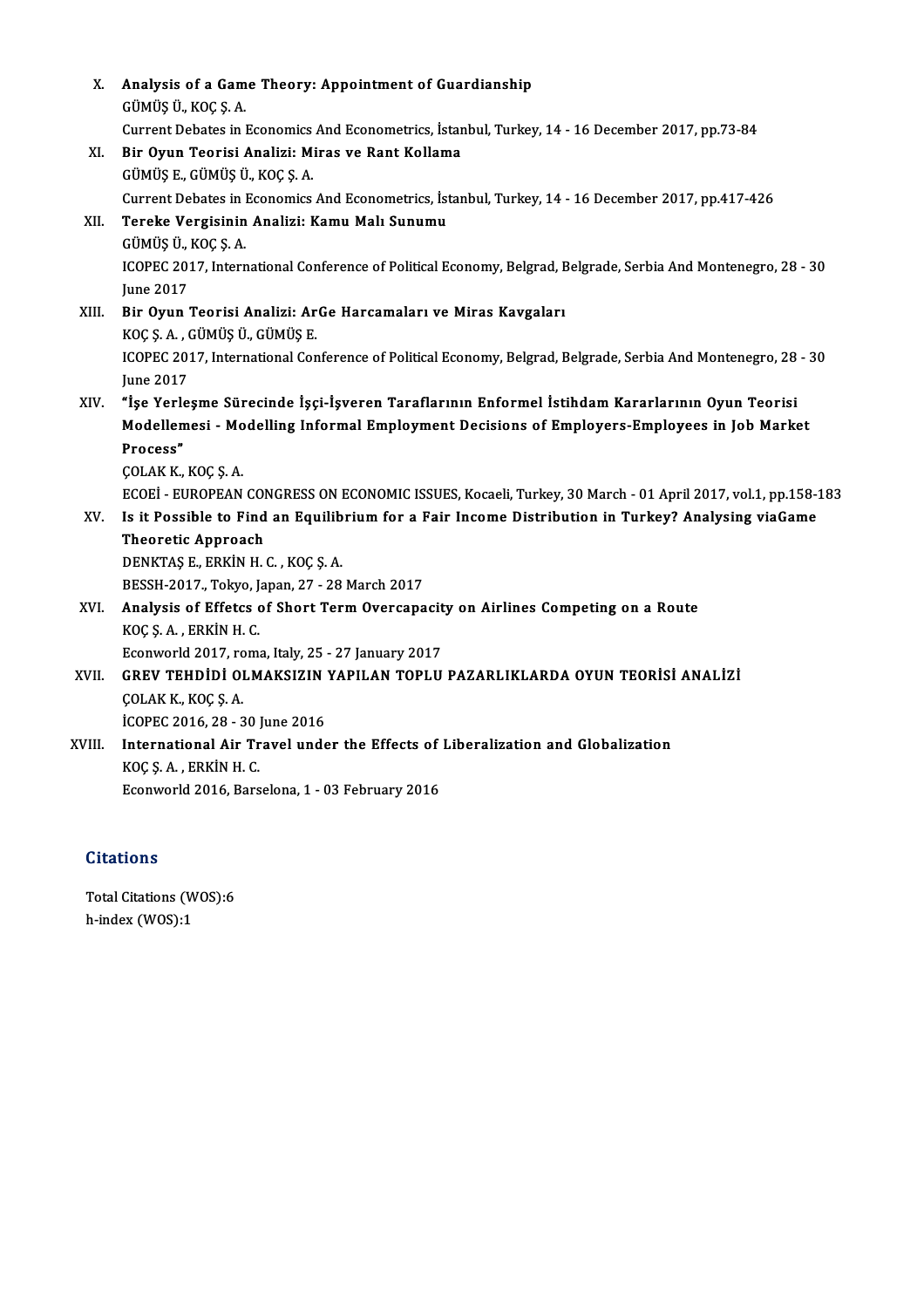X. **Analysis of a Game Theory: Appointment of Guardianship**
GÜMÜŞ Ü., KOÇ Ş. A.
Current Debates in Economics And Econometrics, İstanbul, Turkey, 14 - 16 December 2017, pp.73-84

XI. **Bir Oyun Teorisi Analizi: Miras ve Rant Kollama**
GÜMÜŞ E., GÜMÜŞ Ü., KOÇ Ş. A.
Current Debates in Economics And Econometrics, İstanbul, Turkey, 14 - 16 December 2017, pp.417-426

XII. **Tereke Vergisinin Analizi: Kamu Malı Sunumu**
GÜMÜŞ Ü., KOÇ Ş. A.
ICOPEC 2017, International Conference of Political Economy, Belgrad, Belgrade, Serbia And Montenegro, 28 - 30 June 2017

XIII. **Bir Oyun Teorisi Analizi: ArGe Harcamaları ve Miras Kavgaları**
KOÇ Ş. A. , GÜMÜŞ Ü., GÜMÜŞ E.
ICOPEC 2017, International Conference of Political Economy, Belgrad, Belgrade, Serbia And Montenegro, 28 - 30 June 2017

XIV. **"İşe Yerleşme Sürecinde İşçi-İşveren Taraflarının Enformel İstihdam Kararlarının Oyun Teorisi Modellemesi - Modelling Informal Employment Decisions of Employers-Employees in Job Market Process"**
ÇOLAK K., KOÇ Ş. A.
ECOEİ - EUROPEAN CONGRESS ON ECONOMIC ISSUES, Kocaeli, Turkey, 30 March - 01 April 2017, vol.1, pp.158-183

XV. **Is it Possible to Find an Equilibrium for a Fair Income Distribution in Turkey? Analysing viaGame Theoretic Approach**
DENKTAŞ E., ERKİN H. C. , KOÇ Ş. A.
BESSH-2017., Tokyo, Japan, 27 - 28 March 2017

XVI. **Analysis of Effetcs of Short Term Overcapacity on Airlines Competing on a Route**
KOÇ Ş. A. , ERKİN H. C.
Econworld 2017, roma, Italy, 25 - 27 January 2017

XVII. **GREV TEHDİDİ OLMAKSIZIN YAPILAN TOPLU PAZARLIKLARDA OYUN TEORİSİ ANALİZİ**
ÇOLAK K., KOÇ Ş. A.
İCOPEC 2016, 28 - 30 June 2016

XVIII. **International Air Travel under the Effects of Liberalization and Globalization**
KOÇ Ş. A. , ERKİN H. C.
Econworld 2016, Barselona, 1 - 03 February 2016

## Citations

Total Citations (WOS):6
h-index (WOS):1